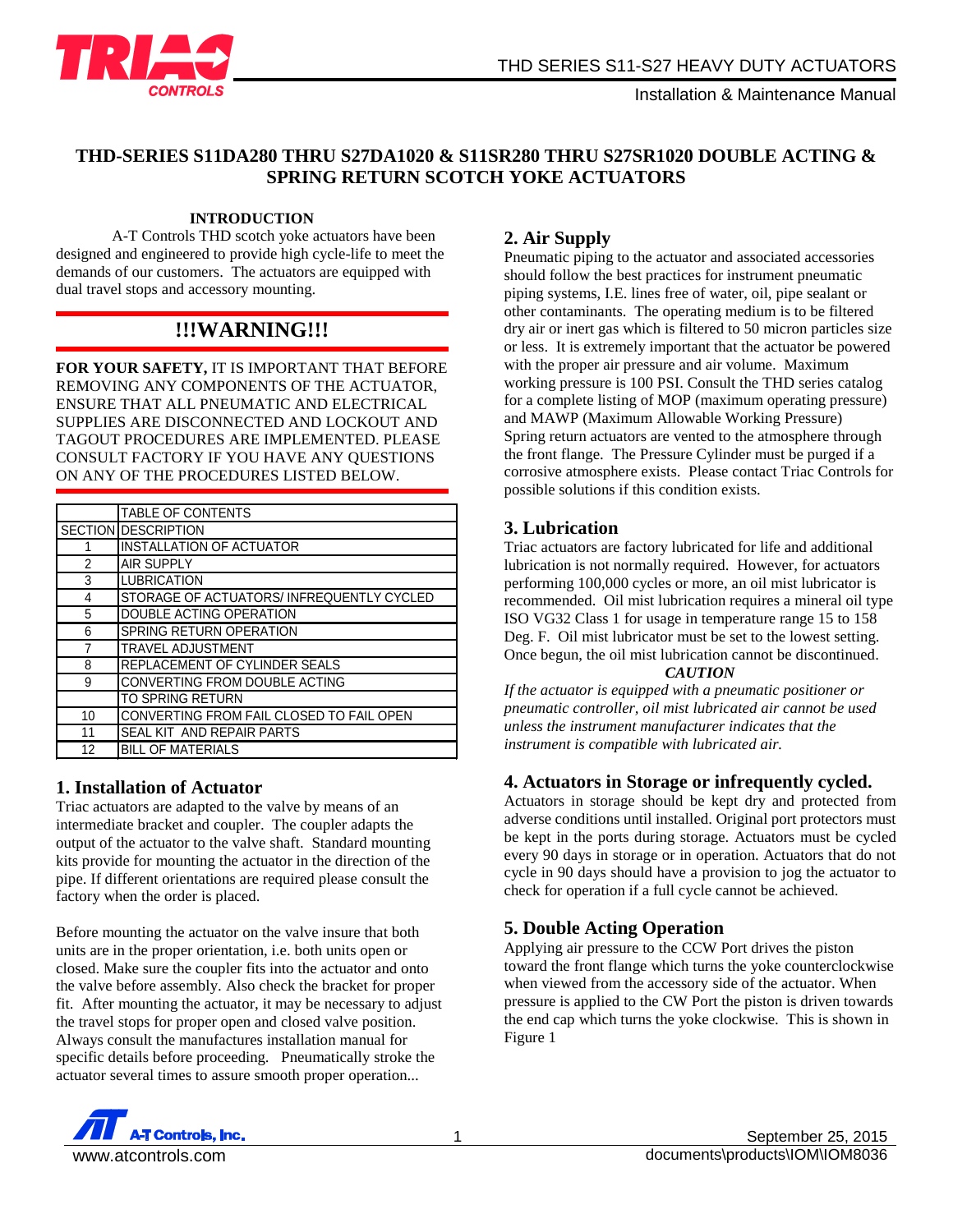# THD-SERIES S11DA280 THRU S27DA1020 & S11SR280 THRU S27SR1020 DOUBLE ACTING & SPRING RETURN SCOTCH YOKE ACTUATORS

**INTRODUCTION**

A-T Controls THD scotch yoke actuators have been designed and engineered to provide high cycle-life to meet the demands of our customers. The actuators are equipped with dual travel stops and accessory mounting.

## !!!WARNING!!!

**FOR YOUR SAFETY,** IT IS IMPORTANT THAT BEFORE REMOVING ANY COMPONENTS OF THE ACTUATOR, ENSURE THAT ALL PNEUMATIC AND ELECTRICAL SUPPLIES ARE DISCONNECTED AND LOCKOUT AND TAGOUT PROCEDURES ARE IMPLEMENTED. PLEASE CONSULT FACTORY IF YOU HAVE ANY QUESTIONS ON ANY OF THE PROCEDURES LISTED BELOW.

| | TABLE OF CONTENTS |
|---|---|
| SECTION | DESCRIPTION |
| 1 | INSTALLATION OF ACTUATOR |
| 2 | AIR SUPPLY |
| 3 | LUBRICATION |
| 4 | STORAGE OF ACTUATORS/ INFREQUENTLY CYCLED |
| 5 | DOUBLE ACTING OPERATION |
| 6 | SPRING RETURN OPERATION |
| 7 | TRAVEL ADJUSTMENT |
| 8 | REPLACEMENT OF CYLINDER SEALS |
| 9 | CONVERTING FROM DOUBLE ACTING |
| | TO SPRING RETURN |
| 10 | CONVERTING FROM FAIL CLOSED TO FAIL OPEN |
| 11 | SEAL KIT AND REPAIR PARTS |
| 12 | BILL OF MATERIALS |

## 1. Installation of Actuator

Triac actuators are adapted to the valve by means of an intermediate bracket and coupler. The coupler adapts the output of the actuator to the valve shaft. Standard mounting kits provide for mounting the actuator in the direction of the pipe. If different orientations are required please consult the factory when the order is placed.

Before mounting the actuator on the valve insure that both units are in the proper orientation, i.e. both units open or closed. Make sure the coupler fits into the actuator and onto the valve before assembly. Also check the bracket for proper fit. After mounting the actuator, it may be necessary to adjust the travel stops for proper open and closed valve position. Always consult the manufactures installation manual for specific details before proceeding. Pneumatically stroke the actuator several times to assure smooth proper operation...

## 2. Air Supply

Pneumatic piping to the actuator and associated accessories should follow the best practices for instrument pneumatic piping systems, I.E. lines free of water, oil, pipe sealant or other contaminants. The operating medium is to be filtered dry air or inert gas which is filtered to 50 micron particles size or less. It is extremely important that the actuator be powered with the proper air pressure and air volume. Maximum working pressure is 100 PSI. Consult the THD series catalog for a complete listing of MOP (maximum operating pressure) and MAWP (Maximum Allowable Working Pressure) Spring return actuators are vented to the atmosphere through the front flange. The Pressure Cylinder must be purged if a corrosive atmosphere exists. Please contact Triac Controls for possible solutions if this condition exists.

## 3. Lubrication

Triac actuators are factory lubricated for life and additional lubrication is not normally required. However, for actuators performing 100,000 cycles or more, an oil mist lubricator is recommended. Oil mist lubrication requires a mineral oil type ISO VG32 Class 1 for usage in temperature range 15 to 158 Deg. F. Oil mist lubricator must be set to the lowest setting. Once begun, the oil mist lubrication cannot be discontinued.

***CAUTION***

*If the actuator is equipped with a pneumatic positioner or pneumatic controller, oil mist lubricated air cannot be used unless the instrument manufacturer indicates that the instrument is compatible with lubricated air.*

## 4. Actuators in Storage or infrequently cycled.

Actuators in storage should be kept dry and protected from adverse conditions until installed. Original port protectors must be kept in the ports during storage. Actuators must be cycled every 90 days in storage or in operation. Actuators that do not cycle in 90 days should have a provision to jog the actuator to check for operation if a full cycle cannot be achieved.

## 5. Double Acting Operation

Applying air pressure to the CCW Port drives the piston toward the front flange which turns the yoke counterclockwise when viewed from the accessory side of the actuator. When pressure is applied to the CW Port the piston is driven towards the end cap which turns the yoke clockwise. This is shown in Figure 1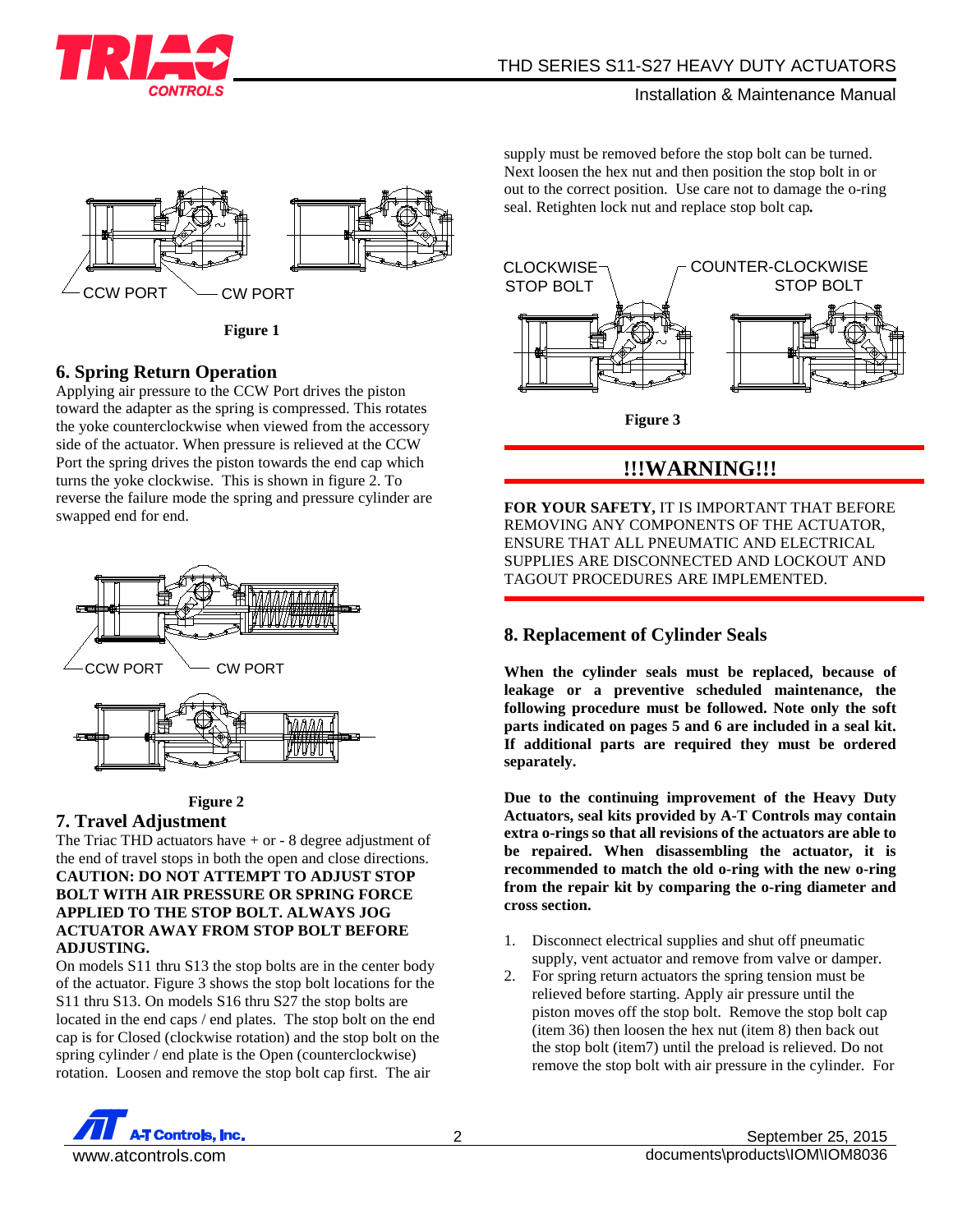CCW PORT CW PORT

**Figure 1**

## 6. Spring Return Operation

Applying air pressure to the CCW Port drives the piston toward the adapter as the spring is compressed. This rotates the yoke counterclockwise when viewed from the accessory side of the actuator. When pressure is relieved at the CCW Port the spring drives the piston towards the end cap which turns the yoke clockwise. This is shown in figure 2. To reverse the failure mode the spring and pressure cylinder are swapped end for end.

CCW PORT CW PORT

**Figure 2**

## 7. Travel Adjustment

The Triac THD actuators have + or - 8 degree adjustment of the end of travel stops in both the open and close directions. **CAUTION: DO NOT ATTEMPT TO ADJUST STOP BOLT WITH AIR PRESSURE OR SPRING FORCE APPLIED TO THE STOP BOLT. ALWAYS JOG ACTUATOR AWAY FROM STOP BOLT BEFORE ADJUSTING.**

On models S11 thru S13 the stop bolts are in the center body of the actuator. Figure 3 shows the stop bolt locations for the S11 thru S13. On models S16 thru S27 the stop bolts are located in the end caps / end plates. The stop bolt on the end cap is for Closed (clockwise rotation) and the stop bolt on the spring cylinder / end plate is the Open (counterclockwise) rotation. Loosen and remove the stop bolt cap first. The air supply must be removed before the stop bolt can be turned. Next loosen the hex nut and then position the stop bolt in or out to the correct position. Use care not to damage the o-ring seal. Retighten lock nut and replace stop bolt cap.

CLOCKWISE STOP BOLT COUNTER-CLOCKWISE STOP BOLT

**Figure 3**

## !!!WARNING!!!

**FOR YOUR SAFETY,** IT IS IMPORTANT THAT BEFORE REMOVING ANY COMPONENTS OF THE ACTUATOR, ENSURE THAT ALL PNEUMATIC AND ELECTRICAL SUPPLIES ARE DISCONNECTED AND LOCKOUT AND TAGOUT PROCEDURES ARE IMPLEMENTED.

## 8. Replacement of Cylinder Seals

**When the cylinder seals must be replaced, because of leakage or a preventive scheduled maintenance, the following procedure must be followed. Note only the soft parts indicated on pages 5 and 6 are included in a seal kit. If additional parts are required they must be ordered separately.**

**Due to the continuing improvement of the Heavy Duty Actuators, seal kits provided by A-T Controls may contain extra o-rings so that all revisions of the actuators are able to be repaired. When disassembling the actuator, it is recommended to match the old o-ring with the new o-ring from the repair kit by comparing the o-ring diameter and cross section.**

1. Disconnect electrical supplies and shut off pneumatic supply, vent actuator and remove from valve or damper.
2. For spring return actuators the spring tension must be relieved before starting. Apply air pressure until the piston moves off the stop bolt. Remove the stop bolt cap (item 36) then loosen the hex nut (item 8) then back out the stop bolt (item7) until the preload is relieved. Do not remove the stop bolt with air pressure in the cylinder. For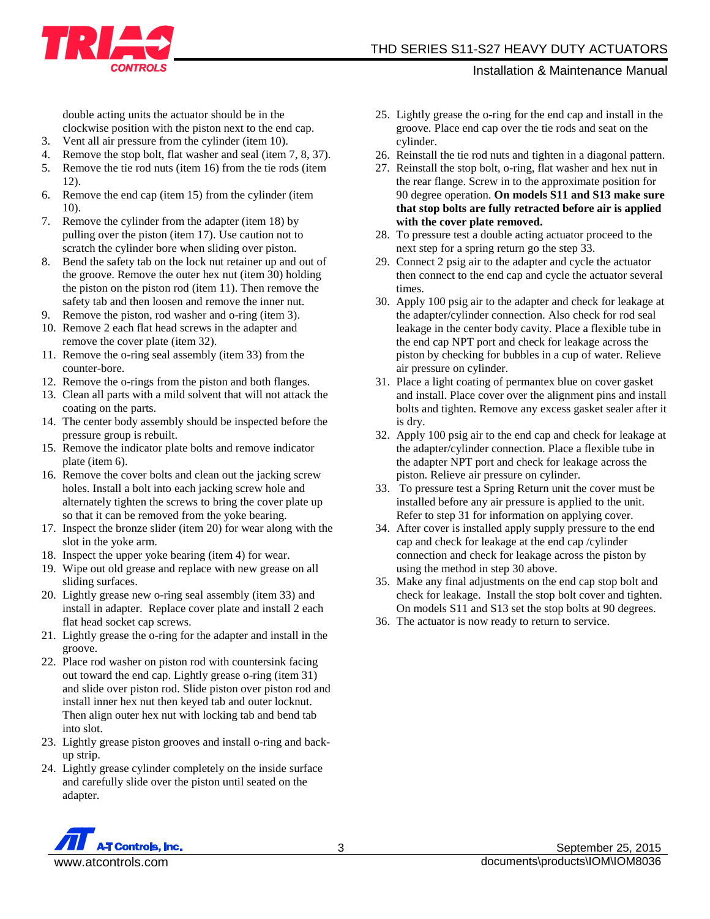double acting units the actuator should be in the clockwise position with the piston next to the end cap.

3. Vent all air pressure from the cylinder (item 10).
4. Remove the stop bolt, flat washer and seal (item 7, 8, 37).
5. Remove the tie rod nuts (item 16) from the tie rods (item 12).
6. Remove the end cap (item 15) from the cylinder (item 10).
7. Remove the cylinder from the adapter (item 18) by pulling over the piston (item 17). Use caution not to scratch the cylinder bore when sliding over piston.
8. Bend the safety tab on the lock nut retainer up and out of the groove. Remove the outer hex nut (item 30) holding the piston on the piston rod (item 11). Then remove the safety tab and then loosen and remove the inner nut.
9. Remove the piston, rod washer and o-ring (item 3).
10. Remove 2 each flat head screws in the adapter and remove the cover plate (item 32).
11. Remove the o-ring seal assembly (item 33) from the counter-bore.
12. Remove the o-rings from the piston and both flanges.
13. Clean all parts with a mild solvent that will not attack the coating on the parts.
14. The center body assembly should be inspected before the pressure group is rebuilt.
15. Remove the indicator plate bolts and remove indicator plate (item 6).
16. Remove the cover bolts and clean out the jacking screw holes. Install a bolt into each jacking screw hole and alternately tighten the screws to bring the cover plate up so that it can be removed from the yoke bearing.
17. Inspect the bronze slider (item 20) for wear along with the slot in the yoke arm.
18. Inspect the upper yoke bearing (item 4) for wear.
19. Wipe out old grease and replace with new grease on all sliding surfaces.
20. Lightly grease new o-ring seal assembly (item 33) and install in adapter. Replace cover plate and install 2 each flat head socket cap screws.
21. Lightly grease the o-ring for the adapter and install in the groove.
22. Place rod washer on piston rod with countersink facing out toward the end cap. Lightly grease o-ring (item 31) and slide over piston rod. Slide piston over piston rod and install inner hex nut then keyed tab and outer locknut. Then align outer hex nut with locking tab and bend tab into slot.
23. Lightly grease piston grooves and install o-ring and back-up strip.
24. Lightly grease cylinder completely on the inside surface and carefully slide over the piston until seated on the adapter.
25. Lightly grease the o-ring for the end cap and install in the groove. Place end cap over the tie rods and seat on the cylinder.
26. Reinstall the tie rod nuts and tighten in a diagonal pattern.
27. Reinstall the stop bolt, o-ring, flat washer and hex nut in the rear flange. Screw in to the approximate position for 90 degree operation. **On models S11 and S13 make sure that stop bolts are fully retracted before air is applied with the cover plate removed.**
28. To pressure test a double acting actuator proceed to the next step for a spring return go the step 33.
29. Connect 2 psig air to the adapter and cycle the actuator then connect to the end cap and cycle the actuator several times.
30. Apply 100 psig air to the adapter and check for leakage at the adapter/cylinder connection. Also check for rod seal leakage in the center body cavity. Place a flexible tube in the end cap NPT port and check for leakage across the piston by checking for bubbles in a cup of water. Relieve air pressure on cylinder.
31. Place a light coating of permantex blue on cover gasket and install. Place cover over the alignment pins and install bolts and tighten. Remove any excess gasket sealer after it is dry.
32. Apply 100 psig air to the end cap and check for leakage at the adapter/cylinder connection. Place a flexible tube in the adapter NPT port and check for leakage across the piston. Relieve air pressure on cylinder.
33. To pressure test a Spring Return unit the cover must be installed before any air pressure is applied to the unit. Refer to step 31 for information on applying cover.
34. After cover is installed apply supply pressure to the end cap and check for leakage at the end cap /cylinder connection and check for leakage across the piston by using the method in step 30 above.
35. Make any final adjustments on the end cap stop bolt and check for leakage. Install the stop bolt cover and tighten. On models S11 and S13 set the stop bolts at 90 degrees.
36. The actuator is now ready to return to service.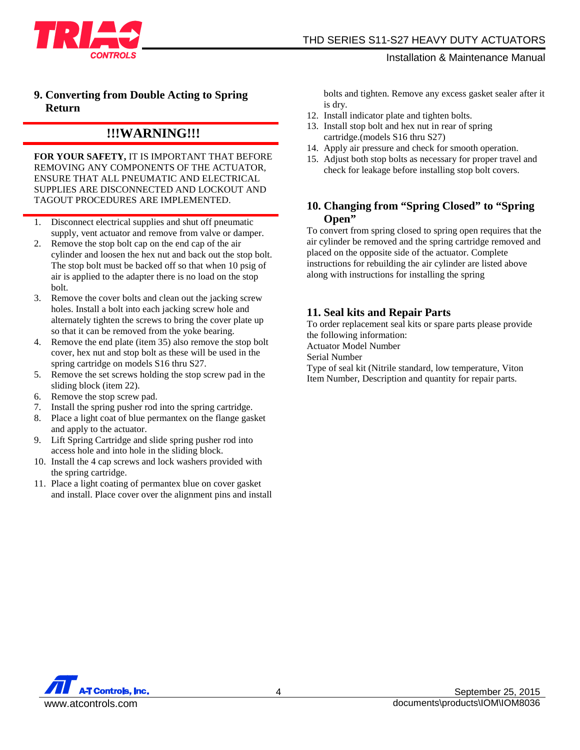## 9. Converting from Double Acting to Spring Return

### !!!WARNING!!!

**FOR YOUR SAFETY,** IT IS IMPORTANT THAT BEFORE REMOVING ANY COMPONENTS OF THE ACTUATOR, ENSURE THAT ALL PNEUMATIC AND ELECTRICAL SUPPLIES ARE DISCONNECTED AND LOCKOUT AND TAGOUT PROCEDURES ARE IMPLEMENTED.

1. Disconnect electrical supplies and shut off pneumatic supply, vent actuator and remove from valve or damper.
2. Remove the stop bolt cap on the end cap of the air cylinder and loosen the hex nut and back out the stop bolt. The stop bolt must be backed off so that when 10 psig of air is applied to the adapter there is no load on the stop bolt.
3. Remove the cover bolts and clean out the jacking screw holes. Install a bolt into each jacking screw hole and alternately tighten the screws to bring the cover plate up so that it can be removed from the yoke bearing.
4. Remove the end plate (item 35) also remove the stop bolt cover, hex nut and stop bolt as these will be used in the spring cartridge on models S16 thru S27.
5. Remove the set screws holding the stop screw pad in the sliding block (item 22).
6. Remove the stop screw pad.
7. Install the spring pusher rod into the spring cartridge.
8. Place a light coat of blue permantex on the flange gasket and apply to the actuator.
9. Lift Spring Cartridge and slide spring pusher rod into access hole and into hole in the sliding block.
10. Install the 4 cap screws and lock washers provided with the spring cartridge.
11. Place a light coating of permantex blue on cover gasket and install. Place cover over the alignment pins and install bolts and tighten. Remove any excess gasket sealer after it is dry.
12. Install indicator plate and tighten bolts.
13. Install stop bolt and hex nut in rear of spring cartridge.(models S16 thru S27)
14. Apply air pressure and check for smooth operation.
15. Adjust both stop bolts as necessary for proper travel and check for leakage before installing stop bolt covers.

## 10. Changing from "Spring Closed" to "Spring Open"

To convert from spring closed to spring open requires that the air cylinder be removed and the spring cartridge removed and placed on the opposite side of the actuator. Complete instructions for rebuilding the air cylinder are listed above along with instructions for installing the spring

## 11. Seal kits and Repair Parts

To order replacement seal kits or spare parts please provide the following information:
Actuator Model Number
Serial Number
Type of seal kit (Nitrile standard, low temperature, Viton
Item Number, Description and quantity for repair parts.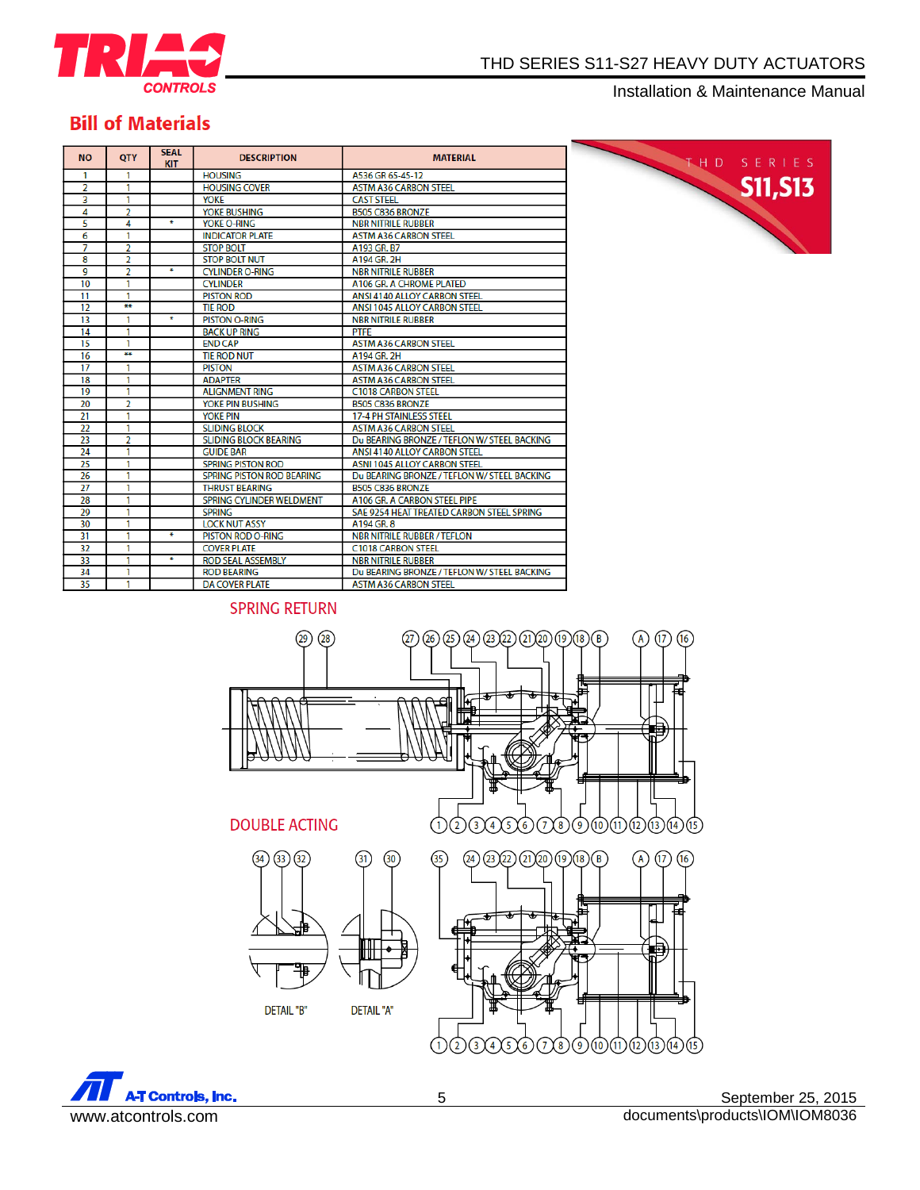## Bill of Materials

THD SERIES S11,S13

| NO | QTY | SEAL KIT | DESCRIPTION | MATERIAL |
|---|---|---|---|---|
| 1 | 1 | | HOUSING | A536 GR 65-45-12 |
| 2 | 1 | | HOUSING COVER | ASTM A36 CARBON STEEL |
| 3 | 1 | | YOKE | CAST STEEL |
| 4 | 2 | | YOKE BUSHING | B505 C836 BRONZE |
| 5 | 4 | * | YOKE O-RING | NBR NITRILE RUBBER |
| 6 | 1 | | INDICATOR PLATE | ASTM A36 CARBON STEEL |
| 7 | 2 | | STOP BOLT | A193 GR. B7 |
| 8 | 2 | | STOP BOLT NUT | A194 GR. 2H |
| 9 | 2 | * | CYLINDER O-RING | NBR NITRILE RUBBER |
| 10 | 1 | | CYLINDER | A106 GR. A CHROME PLATED |
| 11 | 1 | | PISTON ROD | ANSI 4140 ALLOY CARBON STEEL |
| 12 | ** | | TIE ROD | ANSI 1045 ALLOY CARBON STEEL |
| 13 | 1 | * | PISTON O-RING | NBR NITRILE RUBBER |
| 14 | 1 | | BACK UP RING | PTFE |
| 15 | 1 | | END CAP | ASTM A36 CARBON STEEL |
| 16 | ** | | TIE ROD NUT | A194 GR. 2H |
| 17 | 1 | | PISTON | ASTM A36 CARBON STEEL |
| 18 | 1 | | ADAPTER | ASTM A36 CARBON STEEL |
| 19 | 1 | | ALIGNMENT RING | C1018 CARBON STEEL |
| 20 | 2 | | YOKE PIN BUSHING | B505 C836 BRONZE |
| 21 | 1 | | YOKE PIN | 17-4 PH STAINLESS STEEL |
| 22 | 1 | | SLIDING BLOCK | ASTM A36 CARBON STEEL |
| 23 | 2 | | SLIDING BLOCK BEARING | Du BEARING BRONZE / TEFLON W/ STEEL BACKING |
| 24 | 1 | | GUIDE BAR | ANSI 4140 ALLOY CARBON STEEL |
| 25 | 1 | | SPRING PISTON ROD | ASNI 1045 ALLOY CARBON STEEL |
| 26 | 1 | | SPRING PISTON ROD BEARING | Du BEARING BRONZE / TEFLON W/ STEEL BACKING |
| 27 | 1 | | THRUST BEARING | B505 C836 BRONZE |
| 28 | 1 | | SPRING CYLINDER WELDMENT | A106 GR. A CARBON STEEL PIPE |
| 29 | 1 | | SPRING | SAE 9254 HEAT TREATED CARBON STEEL SPRING |
| 30 | 1 | | LOCK NUT ASSY | A194 GR. 8 |
| 31 | 1 | * | PISTON ROD O-RING | NBR NITRILE RUBBER / TEFLON |
| 32 | 1 | | COVER PLATE | C1018 CARBON STEEL |
| 33 | 1 | * | ROD SEAL ASSEMBLY | NBR NITRILE RUBBER |
| 34 | 1 | | ROD BEARING | Du BEARING BRONZE / TEFLON W/ STEEL BACKING |
| 35 | 1 | | DA COVER PLATE | ASTM A36 CARBON STEEL |

### SPRING RETURN

### DOUBLE ACTING

DETAIL "B"

DETAIL "A"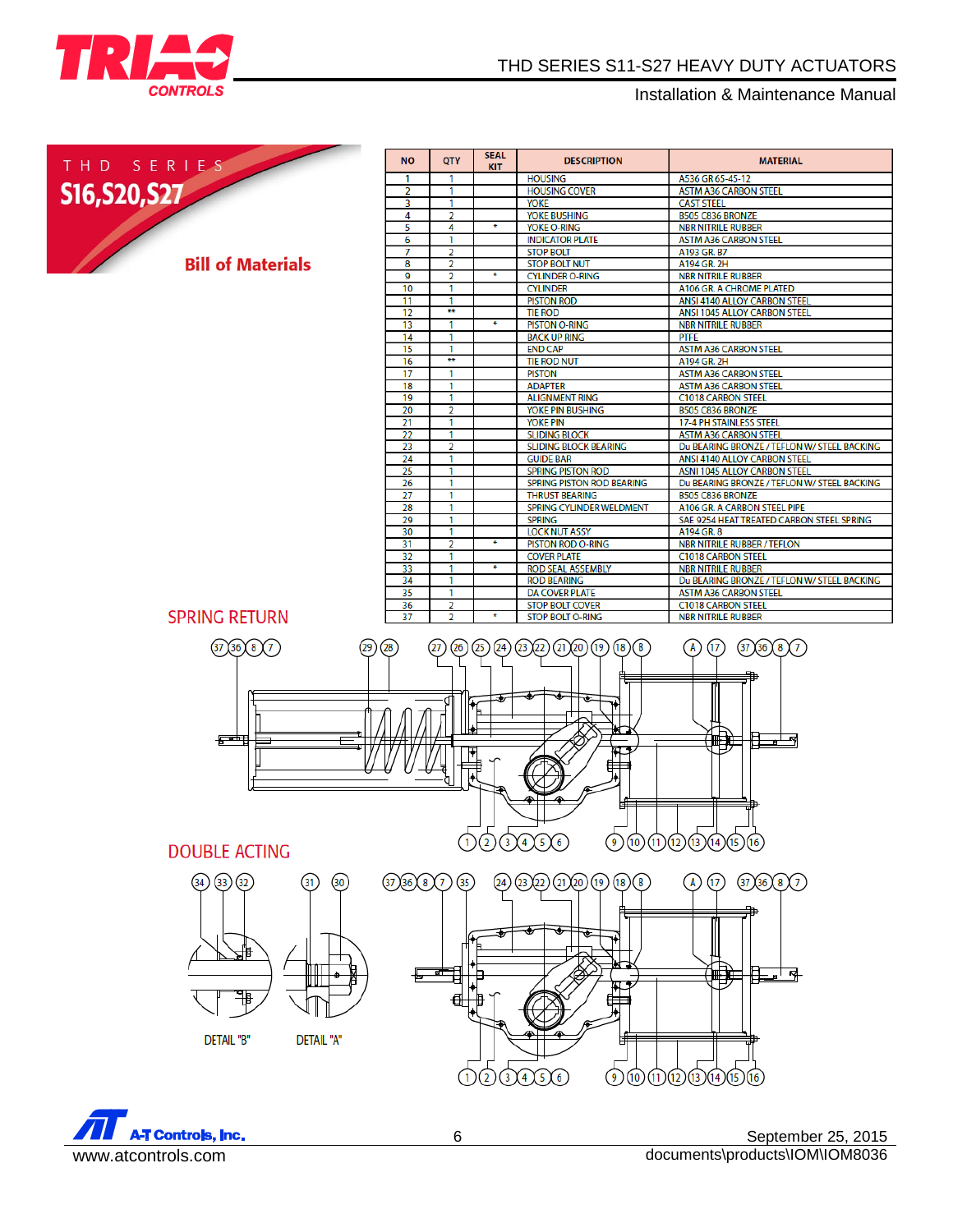## THD SERIES S16,S20,S27

### Bill of Materials

| NO | QTY | SEAL KIT | DESCRIPTION | MATERIAL |
|---|---|---|---|---|
| 1 | 1 | | HOUSING | A536 GR 65-45-12 |
| 2 | 1 | | HOUSING COVER | ASTM A36 CARBON STEEL |
| 3 | 1 | | YOKE | CAST STEEL |
| 4 | 2 | | YOKE BUSHING | B505 C836 BRONZE |
| 5 | 4 | * | YOKE O-RING | NBR NITRILE RUBBER |
| 6 | 1 | | INDICATOR PLATE | ASTM A36 CARBON STEEL |
| 7 | 2 | | STOP BOLT | A193 GR. B7 |
| 8 | 2 | | STOP BOLT NUT | A194 GR. 2H |
| 9 | 2 | * | CYLINDER O-RING | NBR NITRILE RUBBER |
| 10 | 1 | | CYLINDER | A106 GR. A CHROME PLATED |
| 11 | 1 | | PISTON ROD | ANSI 4140 ALLOY CARBON STEEL |
| 12 | ** | | TIE ROD | ANSI 1045 ALLOY CARBON STEEL |
| 13 | 1 | * | PISTON O-RING | NBR NITRILE RUBBER |
| 14 | 1 | | BACK UP RING | PTFE |
| 15 | 1 | | END CAP | ASTM A36 CARBON STEEL |
| 16 | ** | | TIE ROD NUT | A194 GR. 2H |
| 17 | 1 | | PISTON | ASTM A36 CARBON STEEL |
| 18 | 1 | | ADAPTER | ASTM A36 CARBON STEEL |
| 19 | 1 | | ALIGNMENT RING | C1018 CARBON STEEL |
| 20 | 2 | | YOKE PIN BUSHING | B505 C836 BRONZE |
| 21 | 1 | | YOKE PIN | 17-4 PH STAINLESS STEEL |
| 22 | 1 | | SLIDING BLOCK | ASTM A36 CARBON STEEL |
| 23 | 2 | | SLIDING BLOCK BEARING | Du BEARING BRONZE / TEFLON W/ STEEL BACKING |
| 24 | 1 | | GUIDE BAR | ANSI 4140 ALLOY CARBON STEEL |
| 25 | 1 | | SPRING PISTON ROD | ASNI 1045 ALLOY CARBON STEEL |
| 26 | 1 | | SPRING PISTON ROD BEARING | Du BEARING BRONZE / TEFLON W/ STEEL BACKING |
| 27 | 1 | | THRUST BEARING | B505 C836 BRONZE |
| 28 | 1 | | SPRING CYLINDER WELDMENT | A106 GR. A CARBON STEEL PIPE |
| 29 | 1 | | SPRING | SAE 9254 HEAT TREATED CARBON STEEL SPRING |
| 30 | 1 | | LOCK NUT ASSY | A194 GR. 8 |
| 31 | 2 | * | PISTON ROD O-RING | NBR NITRILE RUBBER / TEFLON |
| 32 | 1 | | COVER PLATE | C1018 CARBON STEEL |
| 33 | 1 | * | ROD SEAL ASSEMBLY | NBR NITRILE RUBBER |
| 34 | 1 | | ROD BEARING | Du BEARING BRONZE / TEFLON W/ STEEL BACKING |
| 35 | 1 | | DA COVER PLATE | ASTM A36 CARBON STEEL |
| 36 | 2 | | STOP BOLT COVER | C1018 CARBON STEEL |
| 37 | 2 | * | STOP BOLT O-RING | NBR NITRILE RUBBER |

### SPRING RETURN

### DOUBLE ACTING

DETAIL "B"

DETAIL "A"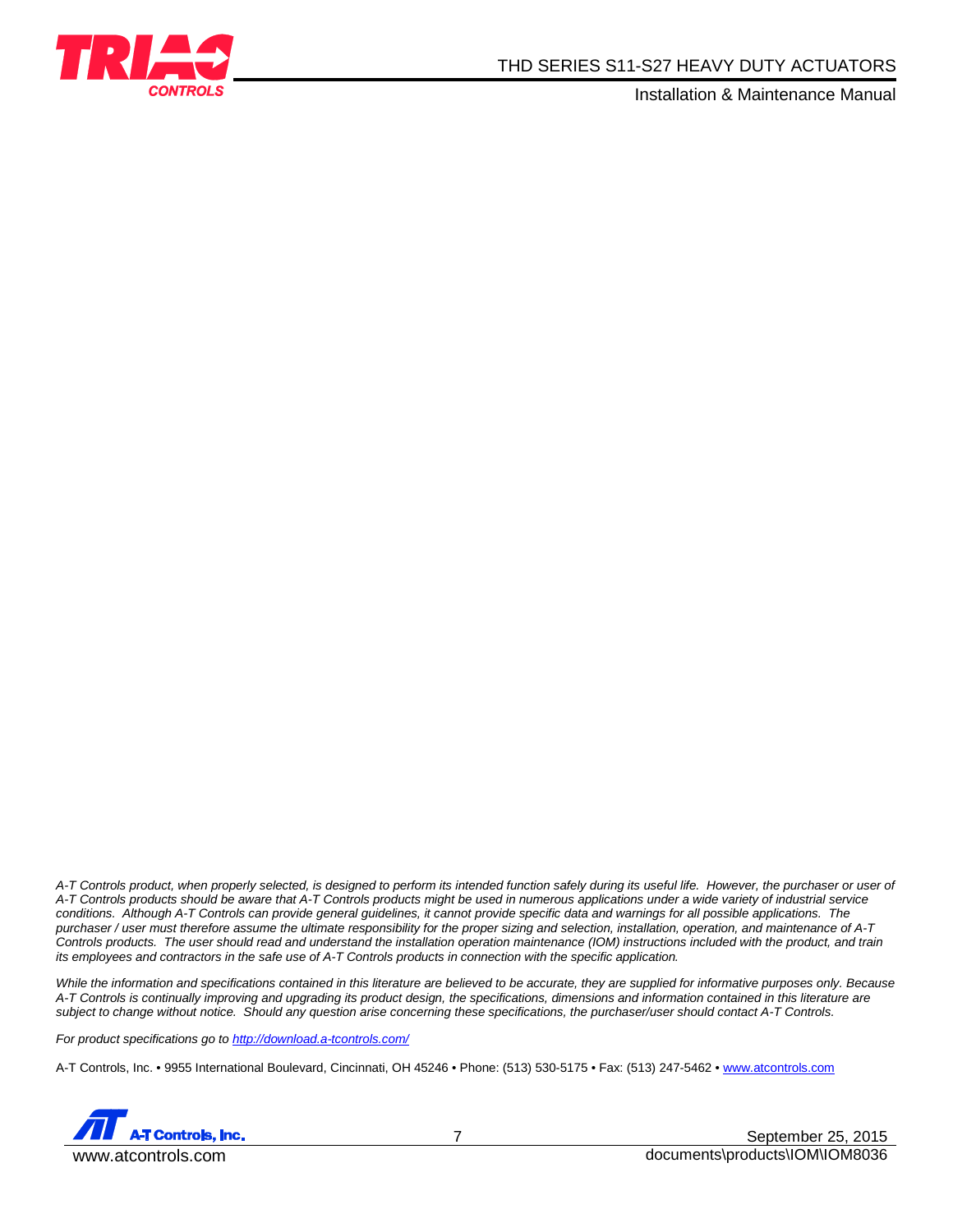*A-T Controls product, when properly selected, is designed to perform its intended function safely during its useful life. However, the purchaser or user of A-T Controls products should be aware that A-T Controls products might be used in numerous applications under a wide variety of industrial service conditions. Although A-T Controls can provide general guidelines, it cannot provide specific data and warnings for all possible applications. The purchaser / user must therefore assume the ultimate responsibility for the proper sizing and selection, installation, operation, and maintenance of A-T Controls products. The user should read and understand the installation operation maintenance (IOM) instructions included with the product, and train its employees and contractors in the safe use of A-T Controls products in connection with the specific application.*

*While the information and specifications contained in this literature are believed to be accurate, they are supplied for informative purposes only. Because A-T Controls is continually improving and upgrading its product design, the specifications, dimensions and information contained in this literature are subject to change without notice. Should any question arise concerning these specifications, the purchaser/user should contact A-T Controls.*

*For product specifications go to http://download.a-tcontrols.com/*

A-T Controls, Inc. • 9955 International Boulevard, Cincinnati, OH 45246 • Phone: (513) 530-5175 • Fax: (513) 247-5462 • www.atcontrols.com